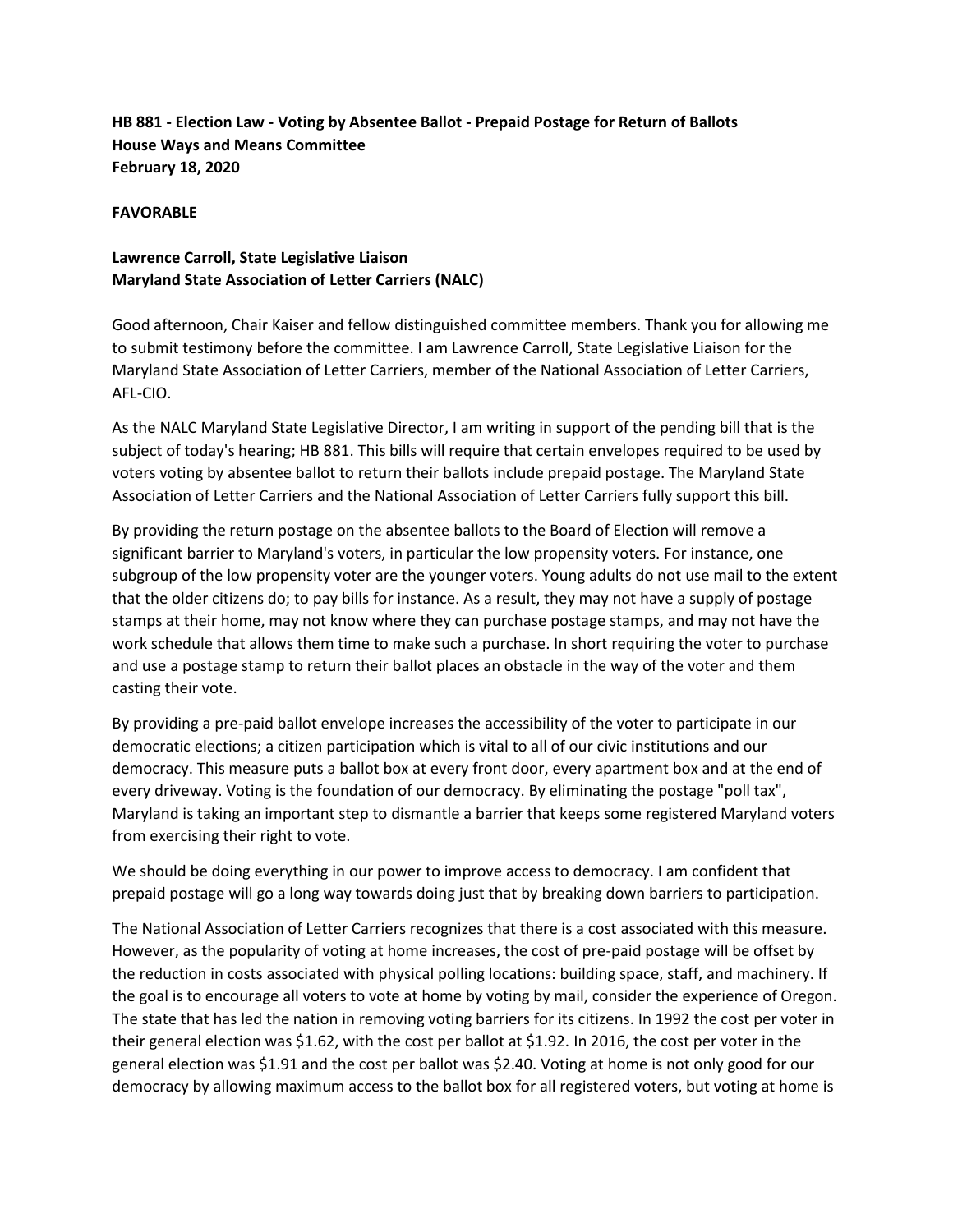**HB 881 - Election Law - Voting by Absentee Ballot - Prepaid Postage for Return of Ballots**
**House Ways and Means Committee**
**February 18, 2020**

**FAVORABLE**

**Lawrence Carroll, State Legislative Liaison**
**Maryland State Association of Letter Carriers (NALC)**

Good afternoon, Chair Kaiser and fellow distinguished committee members. Thank you for allowing me to submit testimony before the committee. I am Lawrence Carroll, State Legislative Liaison for the Maryland State Association of Letter Carriers, member of the National Association of Letter Carriers, AFL-CIO.

As the NALC Maryland State Legislative Director, I am writing in support of the pending bill that is the subject of today's hearing; HB 881. This bills will require that certain envelopes required to be used by voters voting by absentee ballot to return their ballots include prepaid postage. The Maryland State Association of Letter Carriers and the National Association of Letter Carriers fully support this bill.

By providing the return postage on the absentee ballots to the Board of Election will remove a significant barrier to Maryland's voters, in particular the low propensity voters. For instance, one subgroup of the low propensity voter are the younger voters. Young adults do not use mail to the extent that the older citizens do; to pay bills for instance. As a result, they may not have a supply of postage stamps at their home, may not know where they can purchase postage stamps, and may not have the work schedule that allows them time to make such a purchase. In short requiring the voter to purchase and use a postage stamp to return their ballot places an obstacle in the way of the voter and them casting their vote.

By providing a pre-paid ballot envelope increases the accessibility of the voter to participate in our democratic elections; a citizen participation which is vital to all of our civic institutions and our democracy. This measure puts a ballot box at every front door, every apartment box and at the end of every driveway. Voting is the foundation of our democracy. By eliminating the postage "poll tax", Maryland is taking an important step to dismantle a barrier that keeps some registered Maryland voters from exercising their right to vote.

We should be doing everything in our power to improve access to democracy. I am confident that prepaid postage will go a long way towards doing just that by breaking down barriers to participation.

The National Association of Letter Carriers recognizes that there is a cost associated with this measure. However, as the popularity of voting at home increases, the cost of pre-paid postage will be offset by the reduction in costs associated with physical polling locations: building space, staff, and machinery. If the goal is to encourage all voters to vote at home by voting by mail, consider the experience of Oregon. The state that has led the nation in removing voting barriers for its citizens. In 1992 the cost per voter in their general election was $1.62, with the cost per ballot at $1.92. In 2016, the cost per voter in the general election was $1.91 and the cost per ballot was $2.40. Voting at home is not only good for our democracy by allowing maximum access to the ballot box for all registered voters, but voting at home is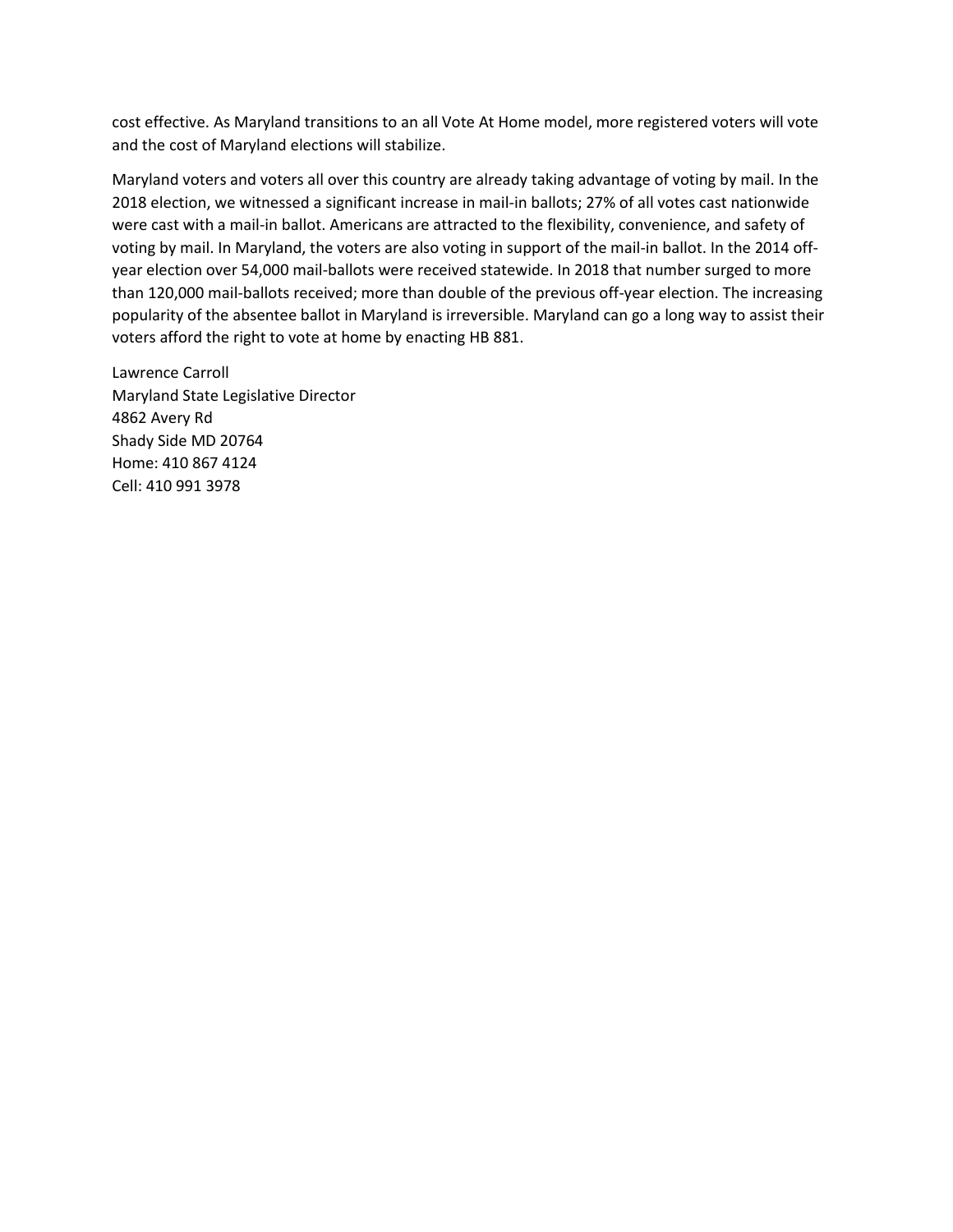cost effective. As Maryland transitions to an all Vote At Home model, more registered voters will vote and the cost of Maryland elections will stabilize.

Maryland voters and voters all over this country are already taking advantage of voting by mail. In the 2018 election, we witnessed a significant increase in mail-in ballots; 27% of all votes cast nationwide were cast with a mail-in ballot. Americans are attracted to the flexibility, convenience, and safety of voting by mail. In Maryland, the voters are also voting in support of the mail-in ballot. In the 2014 off-year election over 54,000 mail-ballots were received statewide. In 2018 that number surged to more than 120,000 mail-ballots received; more than double of the previous off-year election. The increasing popularity of the absentee ballot in Maryland is irreversible. Maryland can go a long way to assist their voters afford the right to vote at home by enacting HB 881.

Lawrence Carroll
Maryland State Legislative Director
4862 Avery Rd
Shady Side MD 20764
Home: 410 867 4124
Cell: 410 991 3978